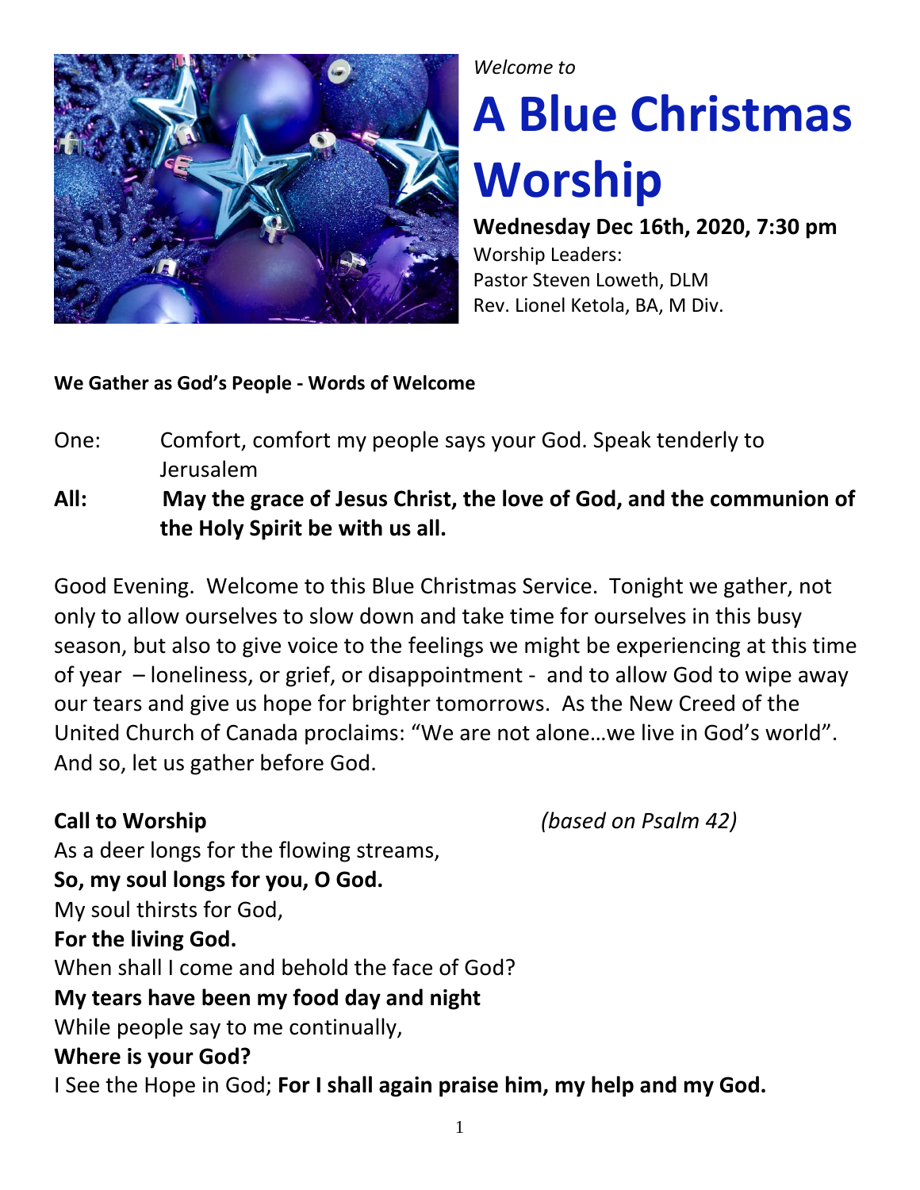*Welcome to*

# A Blue Christmas Worship

**Wednesday Dec 16th, 2020, 7:30 pm**

Worship Leaders:
Pastor Steven Loweth, DLM
Rev. Lionel Ketola, BA, M Div.

**We Gather as God's People - Words of Welcome**

One: Comfort, comfort my people says your God. Speak tenderly to Jerusalem

**All: May the grace of Jesus Christ, the love of God, and the communion of the Holy Spirit be with us all.**

Good Evening. Welcome to this Blue Christmas Service. Tonight we gather, not only to allow ourselves to slow down and take time for ourselves in this busy season, but also to give voice to the feelings we might be experiencing at this time of year – loneliness, or grief, or disappointment - and to allow God to wipe away our tears and give us hope for brighter tomorrows. As the New Creed of the United Church of Canada proclaims: "We are not alone…we live in God's world". And so, let us gather before God.

**Call to Worship** *(based on Psalm 42)*

As a deer longs for the flowing streams,
**So, my soul longs for you, O God.**
My soul thirsts for God,
**For the living God.**
When shall I come and behold the face of God?
**My tears have been my food day and night**
While people say to me continually,
**Where is your God?**
I See the Hope in God; **For I shall again praise him, my help and my God.**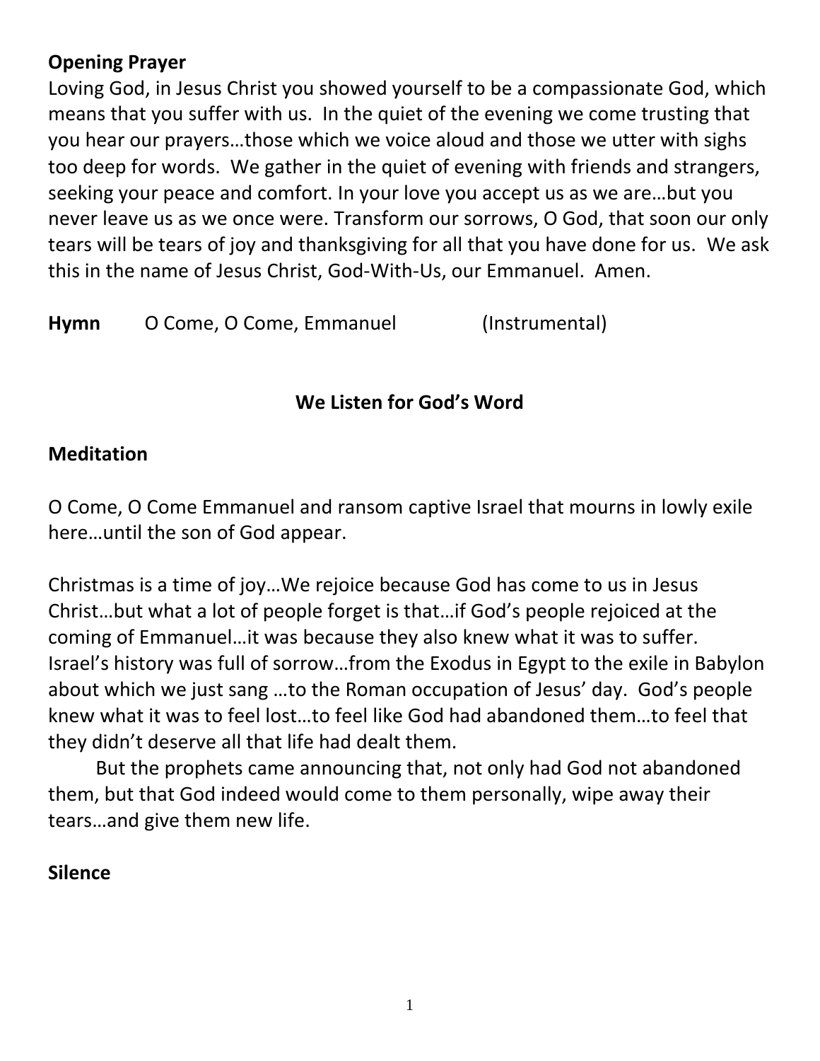**Opening Prayer**

Loving God, in Jesus Christ you showed yourself to be a compassionate God, which means that you suffer with us. In the quiet of the evening we come trusting that you hear our prayers…those which we voice aloud and those we utter with sighs too deep for words. We gather in the quiet of evening with friends and strangers, seeking your peace and comfort. In your love you accept us as we are…but you never leave us as we once were. Transform our sorrows, O God, that soon our only tears will be tears of joy and thanksgiving for all that you have done for us. We ask this in the name of Jesus Christ, God-With-Us, our Emmanuel. Amen.

**Hymn** O Come, O Come, Emmanuel (Instrumental)

## We Listen for God's Word

**Meditation**

O Come, O Come Emmanuel and ransom captive Israel that mourns in lowly exile here…until the son of God appear.

Christmas is a time of joy…We rejoice because God has come to us in Jesus Christ…but what a lot of people forget is that…if God's people rejoiced at the coming of Emmanuel…it was because they also knew what it was to suffer. Israel's history was full of sorrow…from the Exodus in Egypt to the exile in Babylon about which we just sang …to the Roman occupation of Jesus' day. God's people knew what it was to feel lost…to feel like God had abandoned them…to feel that they didn't deserve all that life had dealt them.

But the prophets came announcing that, not only had God not abandoned them, but that God indeed would come to them personally, wipe away their tears…and give them new life.

**Silence**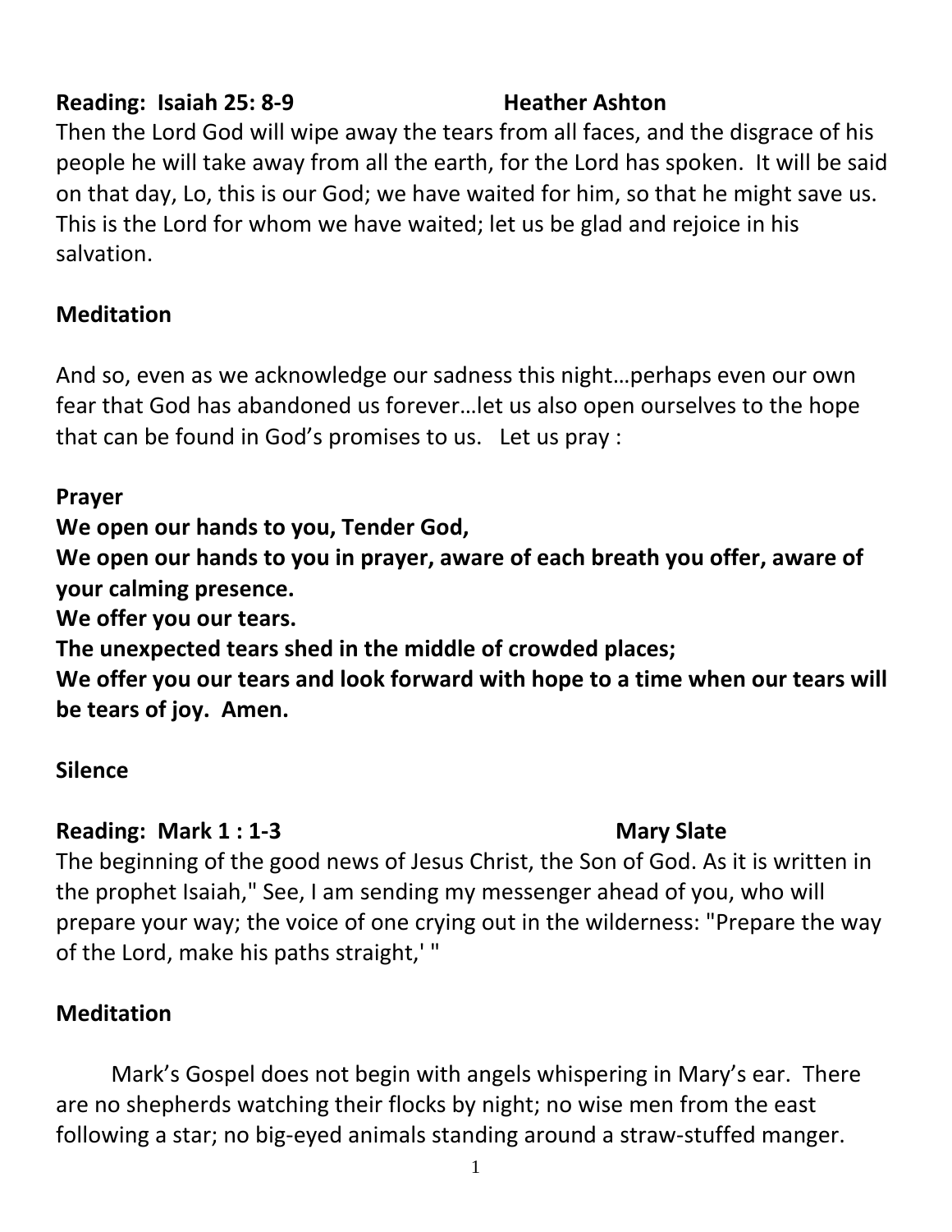**Reading: Isaiah 25: 8-9 Heather Ashton**

Then the Lord God will wipe away the tears from all faces, and the disgrace of his people he will take away from all the earth, for the Lord has spoken. It will be said on that day, Lo, this is our God; we have waited for him, so that he might save us. This is the Lord for whom we have waited; let us be glad and rejoice in his salvation.

**Meditation**

And so, even as we acknowledge our sadness this night…perhaps even our own fear that God has abandoned us forever…let us also open ourselves to the hope that can be found in God's promises to us. Let us pray :

**Prayer**

**We open our hands to you, Tender God,**
**We open our hands to you in prayer, aware of each breath you offer, aware of your calming presence.**
**We offer you our tears.**
**The unexpected tears shed in the middle of crowded places;**
**We offer you our tears and look forward with hope to a time when our tears will be tears of joy. Amen.**

**Silence**

**Reading: Mark 1 : 1-3 Mary Slate**

The beginning of the good news of Jesus Christ, the Son of God. As it is written in the prophet Isaiah," See, I am sending my messenger ahead of you, who will prepare your way; the voice of one crying out in the wilderness: "Prepare the way of the Lord, make his paths straight,' "

**Meditation**

Mark's Gospel does not begin with angels whispering in Mary's ear. There are no shepherds watching their flocks by night; no wise men from the east following a star; no big-eyed animals standing around a straw-stuffed manger.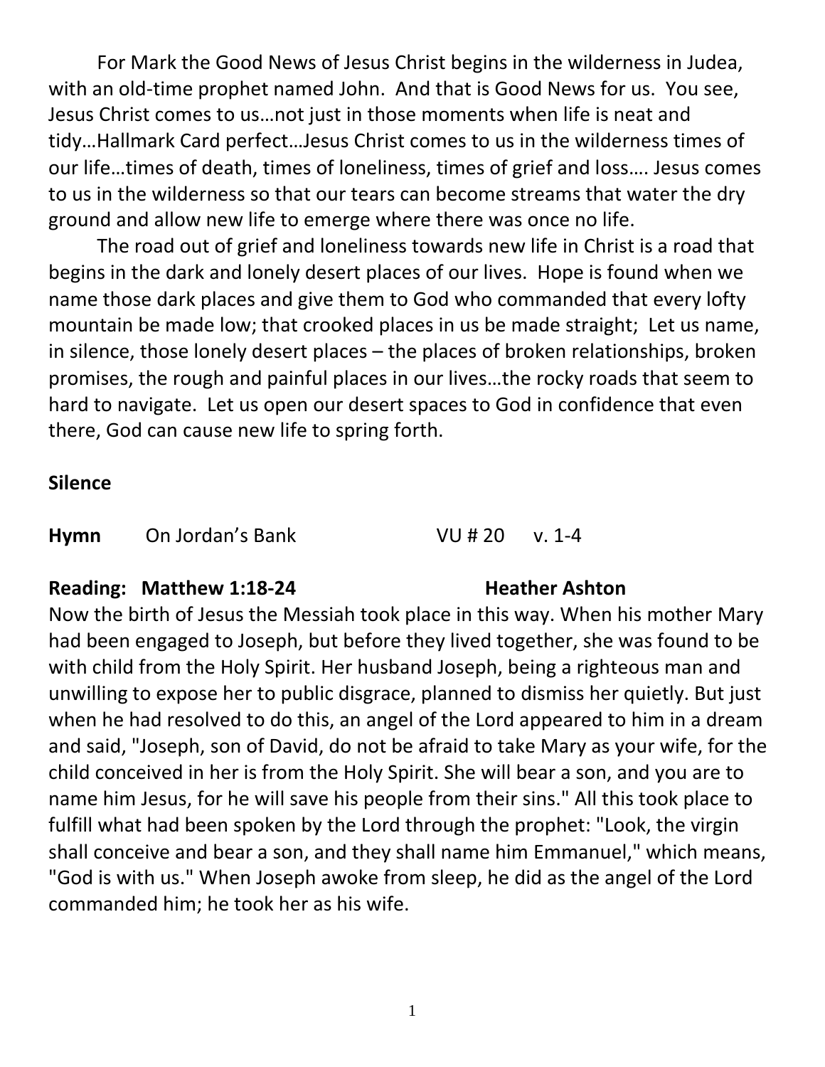For Mark the Good News of Jesus Christ begins in the wilderness in Judea, with an old-time prophet named John. And that is Good News for us. You see, Jesus Christ comes to us…not just in those moments when life is neat and tidy…Hallmark Card perfect…Jesus Christ comes to us in the wilderness times of our life…times of death, times of loneliness, times of grief and loss…. Jesus comes to us in the wilderness so that our tears can become streams that water the dry ground and allow new life to emerge where there was once no life.

The road out of grief and loneliness towards new life in Christ is a road that begins in the dark and lonely desert places of our lives. Hope is found when we name those dark places and give them to God who commanded that every lofty mountain be made low; that crooked places in us be made straight; Let us name, in silence, those lonely desert places – the places of broken relationships, broken promises, the rough and painful places in our lives…the rocky roads that seem to hard to navigate. Let us open our desert spaces to God in confidence that even there, God can cause new life to spring forth.

**Silence**

**Hymn** On Jordan's Bank VU # 20 v. 1-4

**Reading: Matthew 1:18-24** **Heather Ashton**

Now the birth of Jesus the Messiah took place in this way. When his mother Mary had been engaged to Joseph, but before they lived together, she was found to be with child from the Holy Spirit. Her husband Joseph, being a righteous man and unwilling to expose her to public disgrace, planned to dismiss her quietly. But just when he had resolved to do this, an angel of the Lord appeared to him in a dream and said, "Joseph, son of David, do not be afraid to take Mary as your wife, for the child conceived in her is from the Holy Spirit. She will bear a son, and you are to name him Jesus, for he will save his people from their sins." All this took place to fulfill what had been spoken by the Lord through the prophet: "Look, the virgin shall conceive and bear a son, and they shall name him Emmanuel," which means, "God is with us." When Joseph awoke from sleep, he did as the angel of the Lord commanded him; he took her as his wife.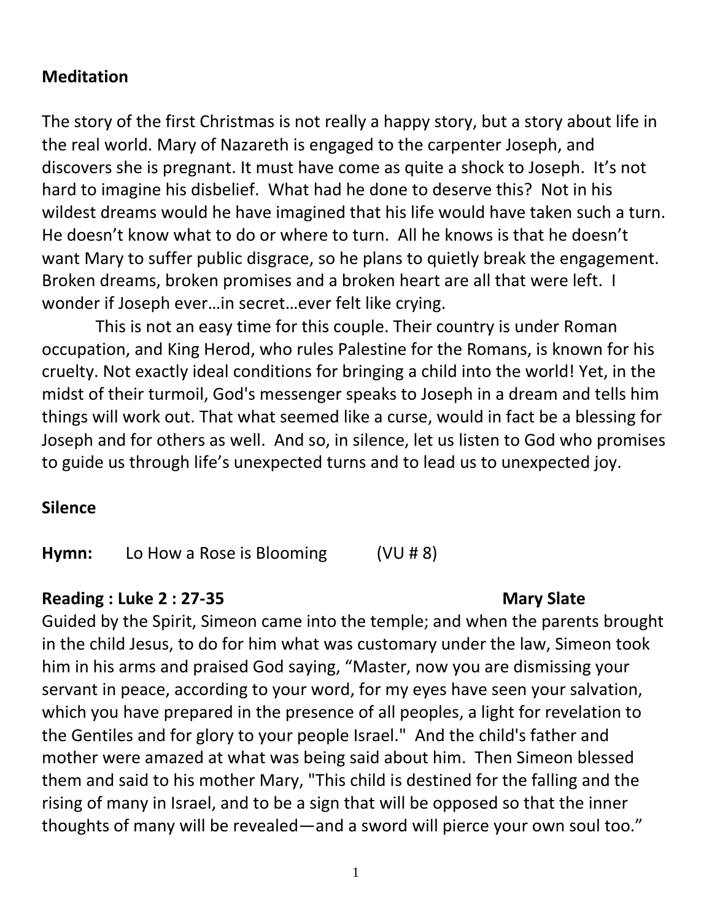**Meditation**

The story of the first Christmas is not really a happy story, but a story about life in the real world. Mary of Nazareth is engaged to the carpenter Joseph, and discovers she is pregnant. It must have come as quite a shock to Joseph. It's not hard to imagine his disbelief. What had he done to deserve this? Not in his wildest dreams would he have imagined that his life would have taken such a turn. He doesn't know what to do or where to turn. All he knows is that he doesn't want Mary to suffer public disgrace, so he plans to quietly break the engagement. Broken dreams, broken promises and a broken heart are all that were left. I wonder if Joseph ever…in secret…ever felt like crying.

This is not an easy time for this couple. Their country is under Roman occupation, and King Herod, who rules Palestine for the Romans, is known for his cruelty. Not exactly ideal conditions for bringing a child into the world! Yet, in the midst of their turmoil, God's messenger speaks to Joseph in a dream and tells him things will work out. That what seemed like a curse, would in fact be a blessing for Joseph and for others as well. And so, in silence, let us listen to God who promises to guide us through life's unexpected turns and to lead us to unexpected joy.

**Silence**

**Hymn:** Lo How a Rose is Blooming (VU # 8)

**Reading : Luke 2 : 27-35** **Mary Slate**

Guided by the Spirit, Simeon came into the temple; and when the parents brought in the child Jesus, to do for him what was customary under the law, Simeon took him in his arms and praised God saying, "Master, now you are dismissing your servant in peace, according to your word, for my eyes have seen your salvation, which you have prepared in the presence of all peoples, a light for revelation to the Gentiles and for glory to your people Israel." And the child's father and mother were amazed at what was being said about him. Then Simeon blessed them and said to his mother Mary, "This child is destined for the falling and the rising of many in Israel, and to be a sign that will be opposed so that the inner thoughts of many will be revealed—and a sword will pierce your own soul too."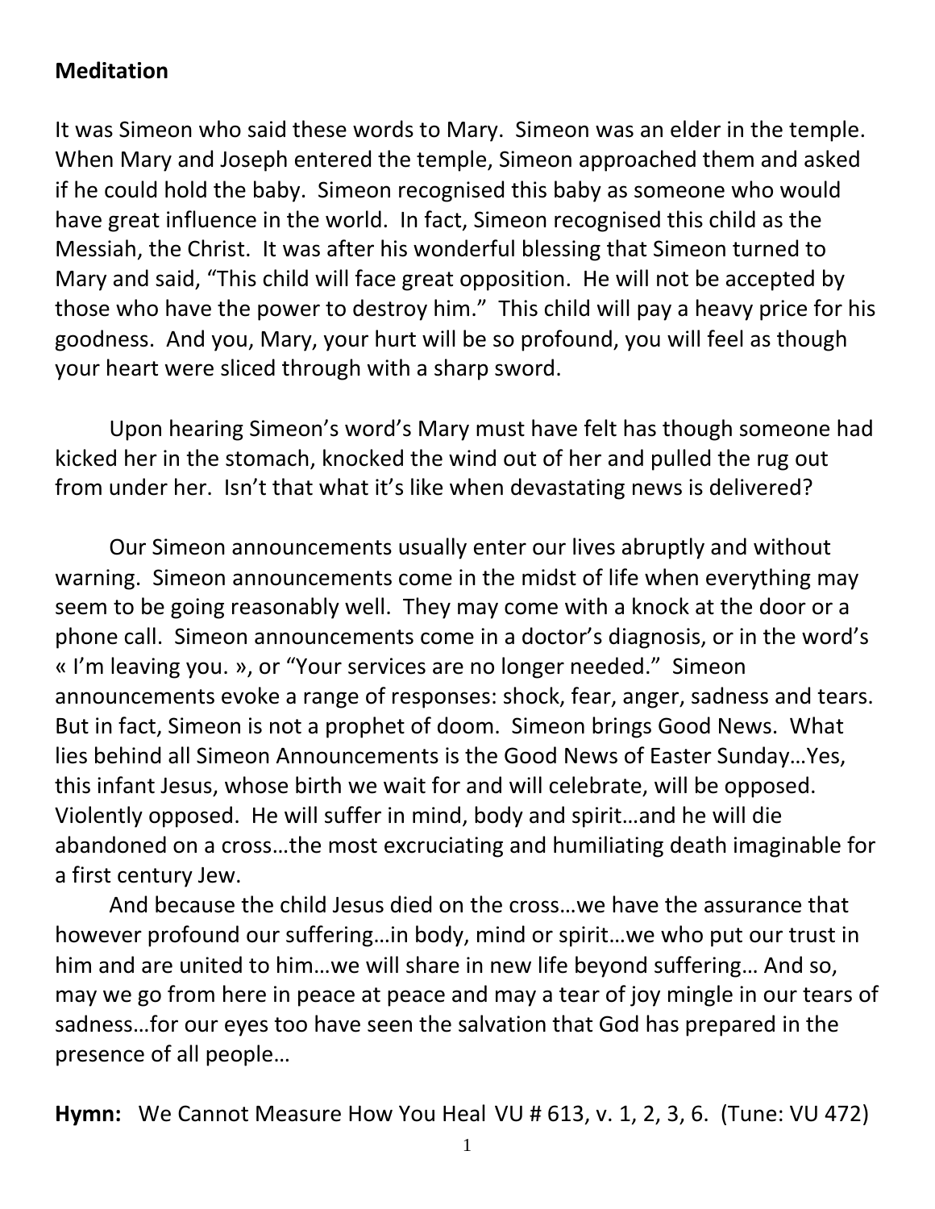**Meditation**

It was Simeon who said these words to Mary. Simeon was an elder in the temple. When Mary and Joseph entered the temple, Simeon approached them and asked if he could hold the baby. Simeon recognised this baby as someone who would have great influence in the world. In fact, Simeon recognised this child as the Messiah, the Christ. It was after his wonderful blessing that Simeon turned to Mary and said, "This child will face great opposition. He will not be accepted by those who have the power to destroy him." This child will pay a heavy price for his goodness. And you, Mary, your hurt will be so profound, you will feel as though your heart were sliced through with a sharp sword.

Upon hearing Simeon's word's Mary must have felt has though someone had kicked her in the stomach, knocked the wind out of her and pulled the rug out from under her. Isn't that what it's like when devastating news is delivered?

Our Simeon announcements usually enter our lives abruptly and without warning. Simeon announcements come in the midst of life when everything may seem to be going reasonably well. They may come with a knock at the door or a phone call. Simeon announcements come in a doctor's diagnosis, or in the word's « I'm leaving you. », or "Your services are no longer needed." Simeon announcements evoke a range of responses: shock, fear, anger, sadness and tears. But in fact, Simeon is not a prophet of doom. Simeon brings Good News. What lies behind all Simeon Announcements is the Good News of Easter Sunday…Yes, this infant Jesus, whose birth we wait for and will celebrate, will be opposed. Violently opposed. He will suffer in mind, body and spirit…and he will die abandoned on a cross…the most excruciating and humiliating death imaginable for a first century Jew.

And because the child Jesus died on the cross…we have the assurance that however profound our suffering…in body, mind or spirit…we who put our trust in him and are united to him…we will share in new life beyond suffering… And so, may we go from here in peace at peace and may a tear of joy mingle in our tears of sadness…for our eyes too have seen the salvation that God has prepared in the presence of all people…

**Hymn:** We Cannot Measure How You Heal VU # 613, v. 1, 2, 3, 6. (Tune: VU 472)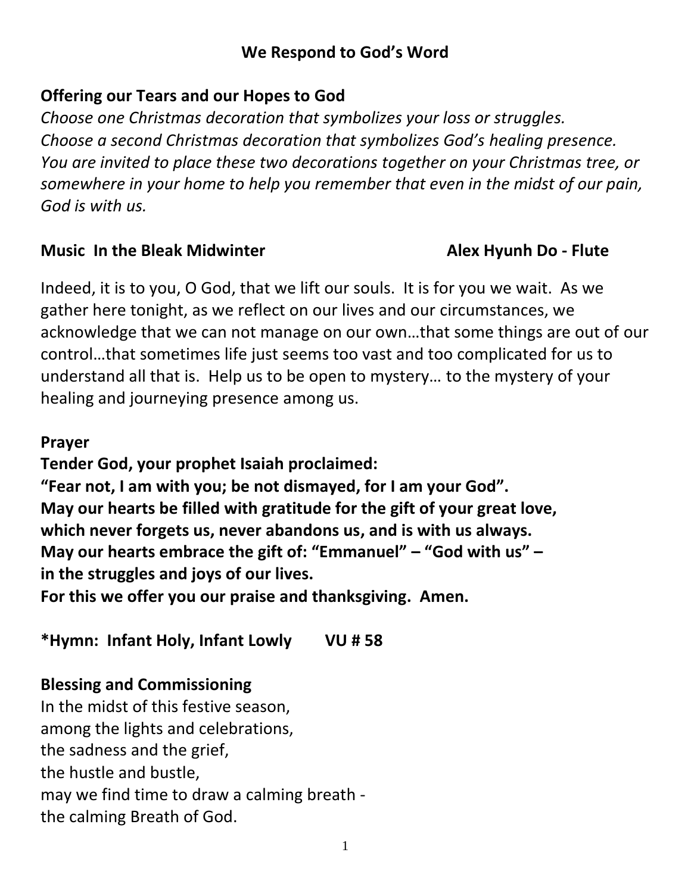## We Respond to God's Word

**Offering our Tears and our Hopes to God**

*Choose one Christmas decoration that symbolizes your loss or struggles.*
*Choose a second Christmas decoration that symbolizes God's healing presence.*
*You are invited to place these two decorations together on your Christmas tree, or somewhere in your home to help you remember that even in the midst of our pain, God is with us.*

**Music In the Bleak Midwinter** **Alex Hyunh Do - Flute**

Indeed, it is to you, O God, that we lift our souls. It is for you we wait. As we gather here tonight, as we reflect on our lives and our circumstances, we acknowledge that we can not manage on our own…that some things are out of our control…that sometimes life just seems too vast and too complicated for us to understand all that is. Help us to be open to mystery… to the mystery of your healing and journeying presence among us.

**Prayer**

**Tender God, your prophet Isaiah proclaimed:**
**"Fear not, I am with you; be not dismayed, for I am your God".**
**May our hearts be filled with gratitude for the gift of your great love,**
**which never forgets us, never abandons us, and is with us always.**
**May our hearts embrace the gift of: "Emmanuel" – "God with us" –**
**in the struggles and joys of our lives.**
**For this we offer you our praise and thanksgiving. Amen.**

**\*Hymn: Infant Holy, Infant Lowly VU # 58**

**Blessing and Commissioning**

In the midst of this festive season,
among the lights and celebrations,
the sadness and the grief,
the hustle and bustle,
may we find time to draw a calming breath -
the calming Breath of God.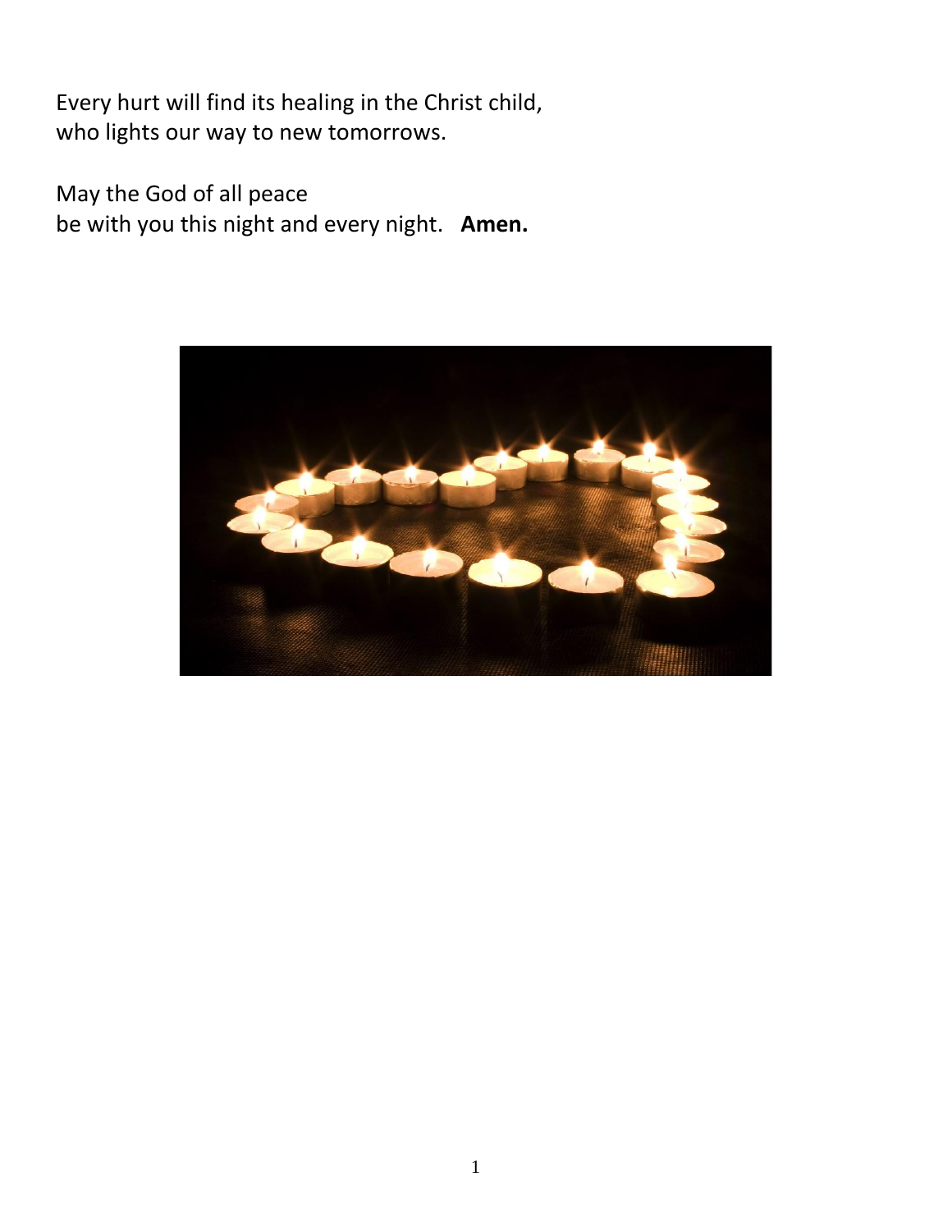Every hurt will find its healing in the Christ child,
who lights our way to new tomorrows.

May the God of all peace
be with you this night and every night. **Amen.**